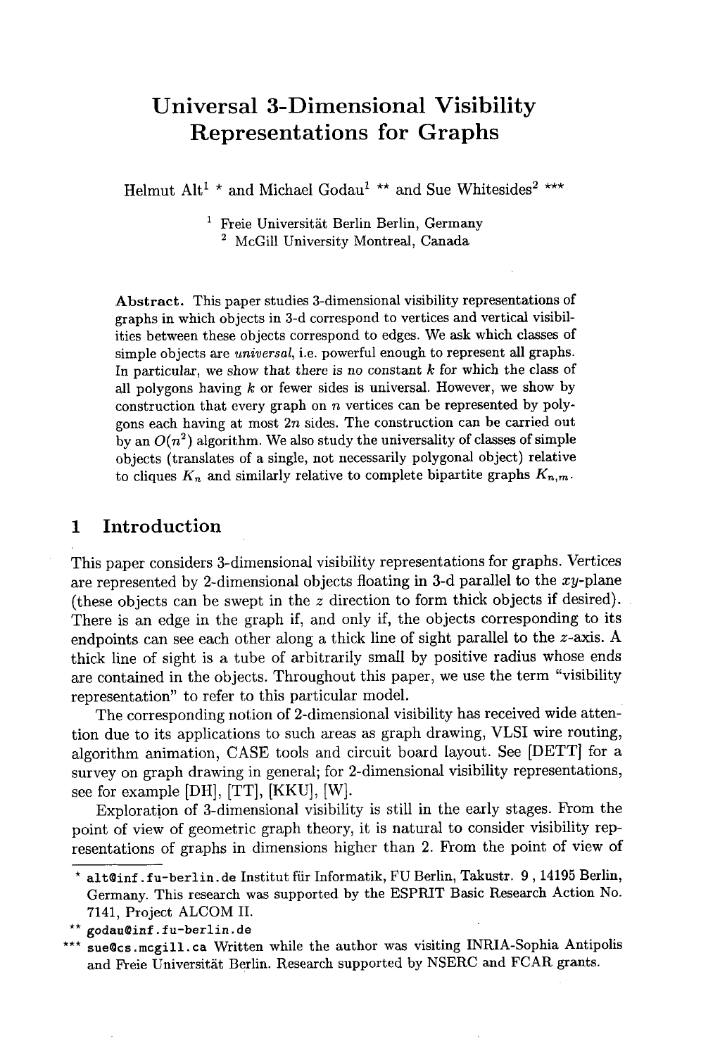# Universal 3-Dimensional Visibility Representations for Graphs

Helmut Alt[1] * and Michael Godau[1] ** and Sue Whitesides[2] ***

[1] Freie Universität Berlin Berlin, Germany
[2] McGill University Montreal, Canada

**Abstract.** This paper studies 3-dimensional visibility representations of graphs in which objects in 3-d correspond to vertices and vertical visibilities between these objects correspond to edges. We ask which classes of simple objects are *universal*, i.e. powerful enough to represent all graphs. In particular, we show that there is no constant $k$ for which the class of all polygons having $k$ or fewer sides is universal. However, we show by construction that every graph on $n$ vertices can be represented by polygons each having at most $2n$ sides. The construction can be carried out by an $O(n^2)$ algorithm. We also study the universality of classes of simple objects (translates of a single, not necessarily polygonal object) relative to cliques $K_n$ and similarly relative to complete bipartite graphs $K_{n,m}$.

## 1 Introduction

This paper considers 3-dimensional visibility representations for graphs. Vertices are represented by 2-dimensional objects floating in 3-d parallel to the $xy$-plane (these objects can be swept in the $z$ direction to form thick objects if desired). There is an edge in the graph if, and only if, the objects corresponding to its endpoints can see each other along a thick line of sight parallel to the $z$-axis. A thick line of sight is a tube of arbitrarily small by positive radius whose ends are contained in the objects. Throughout this paper, we use the term "visibility representation" to refer to this particular model.

The corresponding notion of 2-dimensional visibility has received wide attention due to its applications to such areas as graph drawing, VLSI wire routing, algorithm animation, CASE tools and circuit board layout. See [DETT] for a survey on graph drawing in general; for 2-dimensional visibility representations, see for example [DH], [TT], [KKU], [W].

Exploration of 3-dimensional visibility is still in the early stages. From the point of view of geometric graph theory, it is natural to consider visibility representations of graphs in dimensions higher than 2. From the point of view of

---

\* alt@inf.fu-berlin.de Institut für Informatik, FU Berlin, Takustr. 9 , 14195 Berlin, Germany. This research was supported by the ESPRIT Basic Research Action No. 7141, Project ALCOM II.

\*\* godau@inf.fu-berlin.de

\*\*\* sue@cs.mcgill.ca Written while the author was visiting INRIA-Sophia Antipolis and Freie Universität Berlin. Research supported by NSERC and FCAR grants.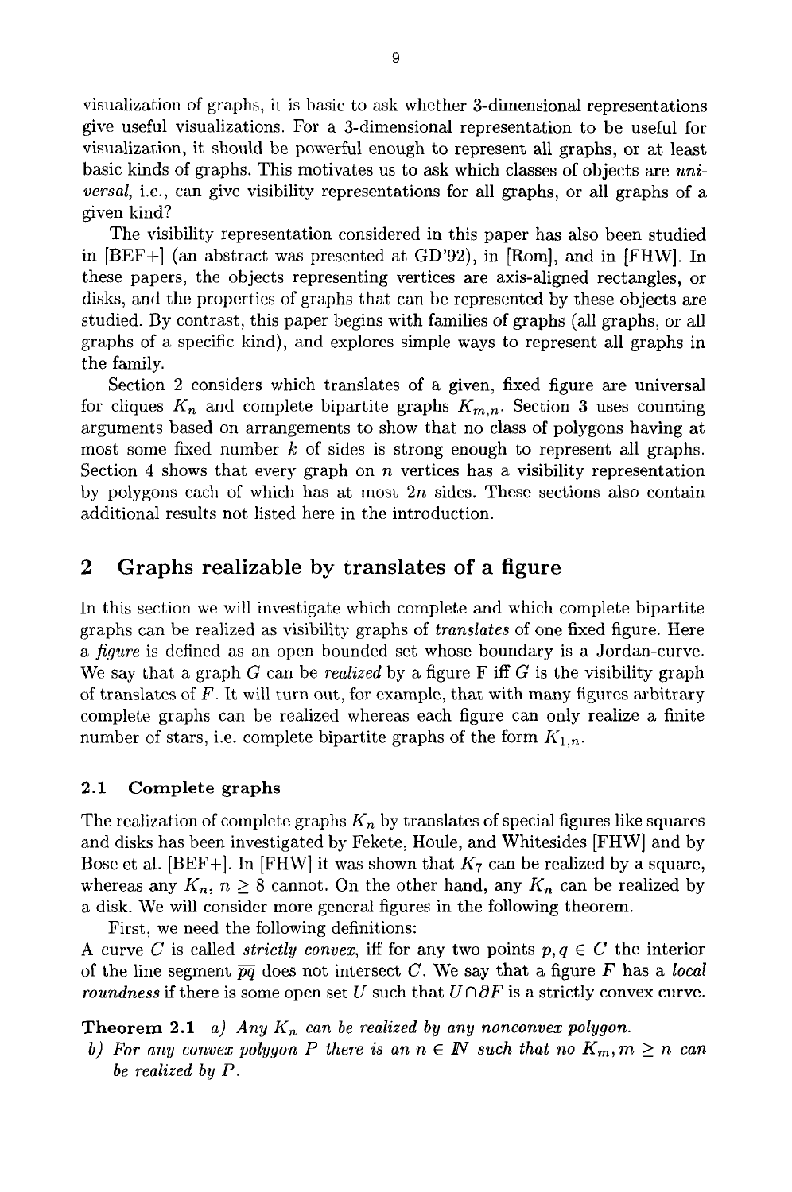visualization of graphs, it is basic to ask whether 3-dimensional representations give useful visualizations. For a 3-dimensional representation to be useful for visualization, it should be powerful enough to represent all graphs, or at least basic kinds of graphs. This motivates us to ask which classes of objects are *universal*, i.e., can give visibility representations for all graphs, or all graphs of a given kind?

The visibility representation considered in this paper has also been studied in [BEF+] (an abstract was presented at GD'92), in [Rom], and in [FHW]. In these papers, the objects representing vertices are axis-aligned rectangles, or disks, and the properties of graphs that can be represented by these objects are studied. By contrast, this paper begins with families of graphs (all graphs, or all graphs of a specific kind), and explores simple ways to represent all graphs in the family.

Section 2 considers which translates of a given, fixed figure are universal for cliques $K_n$ and complete bipartite graphs $K_{m,n}$. Section 3 uses counting arguments based on arrangements to show that no class of polygons having at most some fixed number $k$ of sides is strong enough to represent all graphs. Section 4 shows that every graph on $n$ vertices has a visibility representation by polygons each of which has at most $2n$ sides. These sections also contain additional results not listed here in the introduction.

## 2 Graphs realizable by translates of a figure

In this section we will investigate which complete and which complete bipartite graphs can be realized as visibility graphs of *translates* of one fixed figure. Here a *figure* is defined as an open bounded set whose boundary is a Jordan-curve. We say that a graph $G$ can be *realized* by a figure F iff $G$ is the visibility graph of translates of $F$. It will turn out, for example, that with many figures arbitrary complete graphs can be realized whereas each figure can only realize a finite number of stars, i.e. complete bipartite graphs of the form $K_{1,n}$.

### 2.1 Complete graphs

The realization of complete graphs $K_n$ by translates of special figures like squares and disks has been investigated by Fekete, Houle, and Whitesides [FHW] and by Bose et al. [BEF+]. In [FHW] it was shown that $K_7$ can be realized by a square, whereas any $K_n$, $n \geq 8$ cannot. On the other hand, any $K_n$ can be realized by a disk. We will consider more general figures in the following theorem.

First, we need the following definitions:
A curve $C$ is called *strictly convex*, iff for any two points $p, q \in C$ the interior of the line segment $\overline{pq}$ does not intersect $C$. We say that a figure $F$ has a *local roundness* if there is some open set $U$ such that $U \cap \partial F$ is a strictly convex curve.

**Theorem 2.1** *a) Any $K_n$ can be realized by any nonconvex polygon.*
*b) For any convex polygon $P$ there is an $n \in \mathbb{N}$ such that no $K_m, m \geq n$ can be realized by $P$.*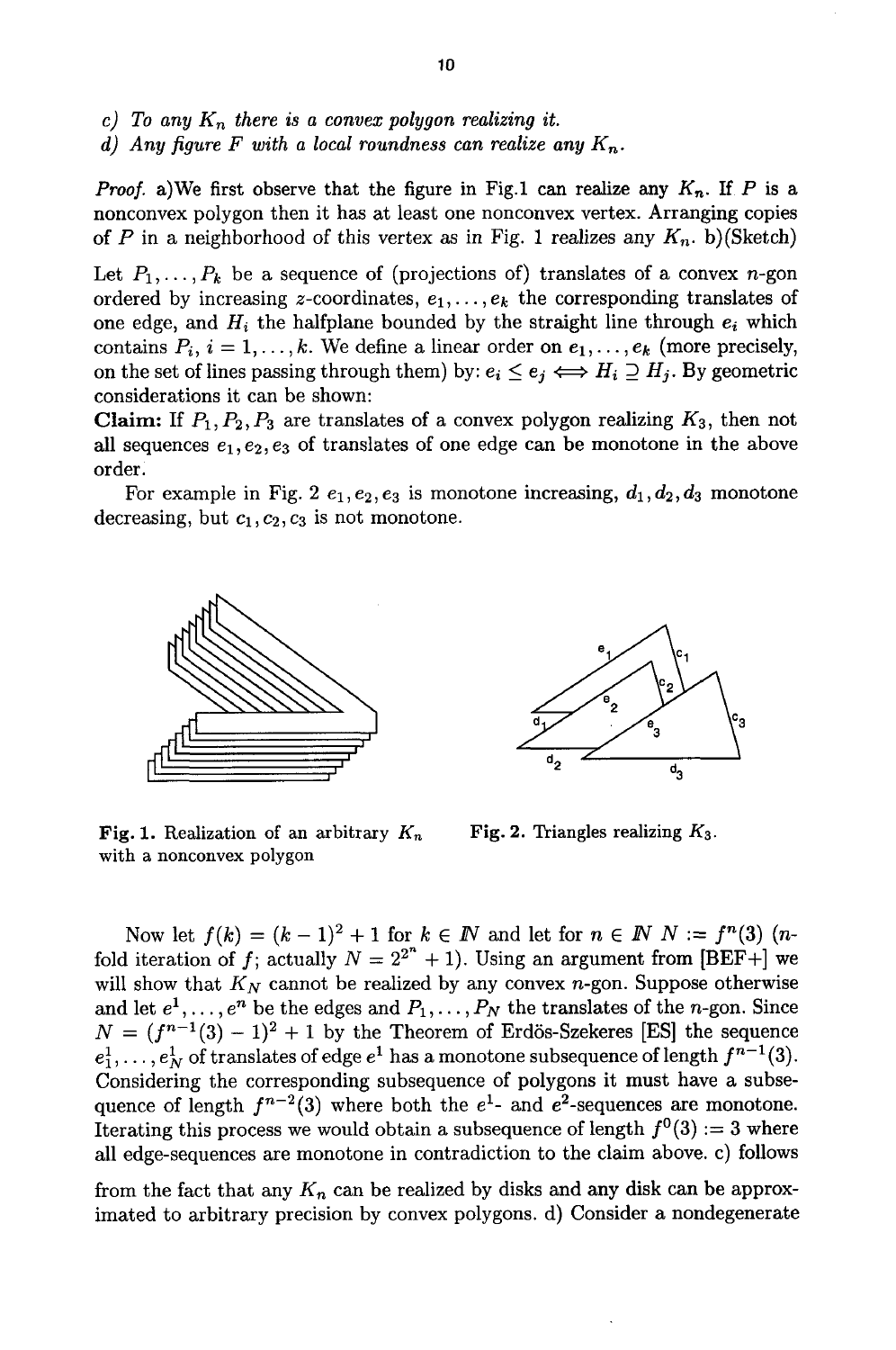*c) To any $K_n$ there is a convex polygon realizing it.*
*d) Any figure $F$ with a local roundness can realize any $K_n$.*

*Proof.* a)We first observe that the figure in Fig.1 can realize any $K_n$. If $P$ is a nonconvex polygon then it has at least one nonconvex vertex. Arranging copies of $P$ in a neighborhood of this vertex as in Fig. 1 realizes any $K_n$. b)(Sketch) Let $P_1, \ldots, P_k$ be a sequence of (projections of) translates of a convex $n$-gon ordered by increasing $z$-coordinates, $e_1, \ldots, e_k$ the corresponding translates of one edge, and $H_i$ the halfplane bounded by the straight line through $e_i$ which contains $P_i$, $i = 1, \ldots, k$. We define a linear order on $e_1, \ldots, e_k$ (more precisely, on the set of lines passing through them) by: $e_i \leq e_j \iff H_i \supseteq H_j$. By geometric considerations it can be shown:

**Claim:** If $P_1, P_2, P_3$ are translates of a convex polygon realizing $K_3$, then not all sequences $e_1, e_2, e_3$ of translates of one edge can be monotone in the above order.

For example in Fig. 2 $e_1, e_2, e_3$ is monotone increasing, $d_1, d_2, d_3$ monotone decreasing, but $c_1, c_2, c_3$ is not monotone.

**Fig. 1.** Realization of an arbitrary $K_n$ with a nonconvex polygon

**Fig. 2.** Triangles realizing $K_3$.

Now let $f(k) = (k-1)^2 + 1$ for $k \in \mathbb{N}$ and let for $n \in \mathbb{N}$ $N := f^n(3)$ ($n$-fold iteration of $f$; actually $N = 2^{2^n} + 1$). Using an argument from [BEF+] we will show that $K_N$ cannot be realized by any convex $n$-gon. Suppose otherwise and let $e^1, \ldots, e^n$ be the edges and $P_1, \ldots, P_N$ the translates of the $n$-gon. Since $N = (f^{n-1}(3) - 1)^2 + 1$ by the Theorem of Erdös-Szekeres [ES] the sequence $e_1^1, \ldots, e_N^1$ of translates of edge $e^1$ has a monotone subsequence of length $f^{n-1}(3)$. Considering the corresponding subsequence of polygons it must have a subsequence of length $f^{n-2}(3)$ where both the $e^1$- and $e^2$-sequences are monotone. Iterating this process we would obtain a subsequence of length $f^0(3) := 3$ where all edge-sequences are monotone in contradiction to the claim above. c) follows from the fact that any $K_n$ can be realized by disks and any disk can be approximated to arbitrary precision by convex polygons. d) Consider a nondegenerate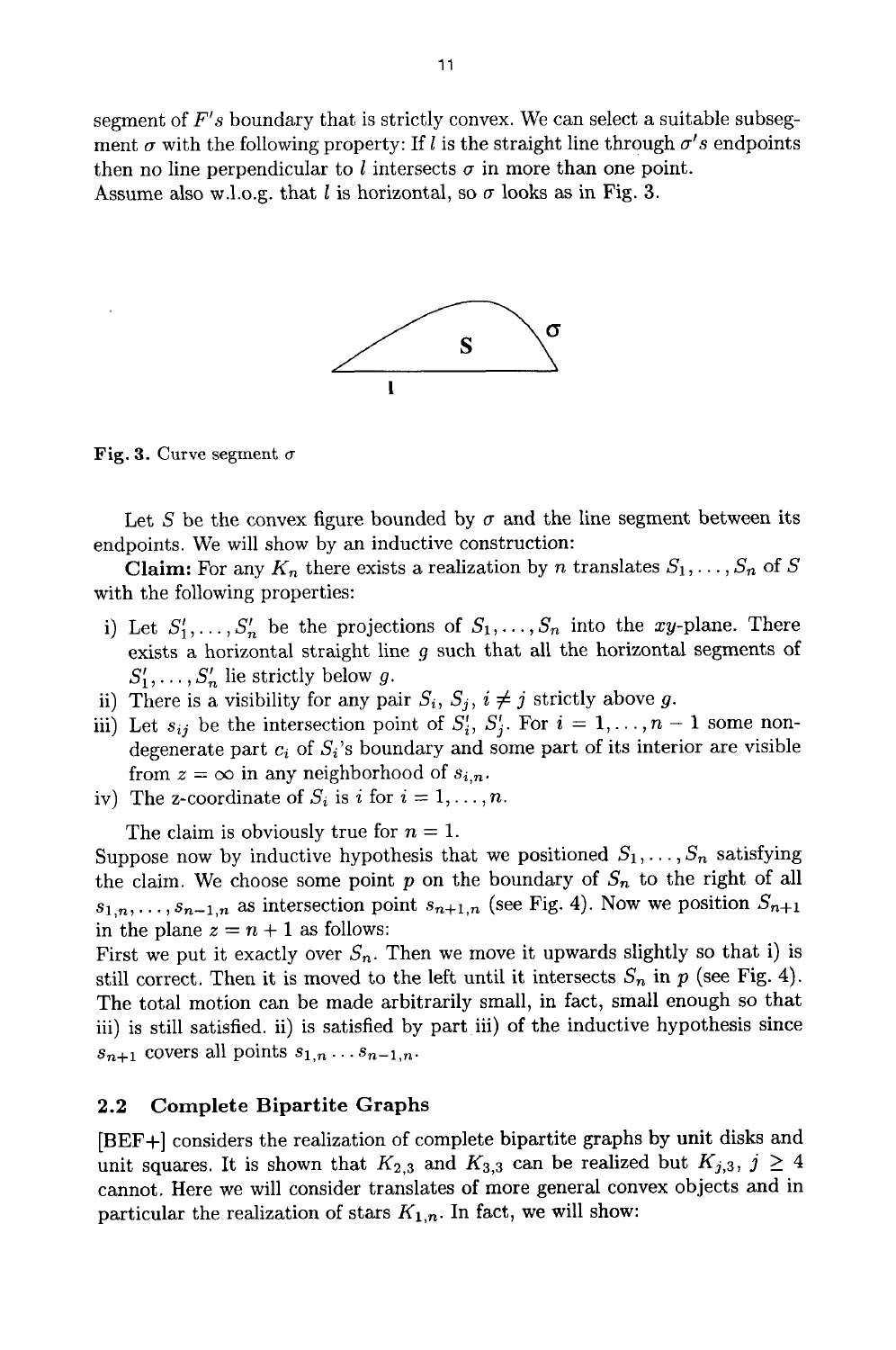segment of $F's$ boundary that is strictly convex. We can select a suitable subsegment $\sigma$ with the following property: If $l$ is the straight line through $\sigma$'s endpoints then no line perpendicular to $l$ intersects $\sigma$ in more than one point.
Assume also w.l.o.g. that $l$ is horizontal, so $\sigma$ looks as in Fig. 3.

**Fig. 3.** Curve segment $\sigma$

Let $S$ be the convex figure bounded by $\sigma$ and the line segment between its endpoints. We will show by an inductive construction:

**Claim:** For any $K_n$ there exists a realization by $n$ translates $S_1, \ldots, S_n$ of $S$ with the following properties:

i) Let $S'_1, \ldots, S'_n$ be the projections of $S_1, \ldots, S_n$ into the $xy$-plane. There exists a horizontal straight line $g$ such that all the horizontal segments of $S'_1, \ldots, S'_n$ lie strictly below $g$.
ii) There is a visibility for any pair $S_i$, $S_j$, $i \neq j$ strictly above $g$.
iii) Let $s_{ij}$ be the intersection point of $S'_i$, $S'_j$. For $i = 1, \ldots, n-1$ some non-degenerate part $c_i$ of $S_i$'s boundary and some part of its interior are visible from $z = \infty$ in any neighborhood of $s_{i,n}$.
iv) The z-coordinate of $S_i$ is $i$ for $i = 1, \ldots, n$.

The claim is obviously true for $n = 1$.
Suppose now by inductive hypothesis that we positioned $S_1, \ldots, S_n$ satisfying the claim. We choose some point $p$ on the boundary of $S_n$ to the right of all $s_{1,n}, \ldots, s_{n-1,n}$ as intersection point $s_{n+1,n}$ (see Fig. 4). Now we position $S_{n+1}$ in the plane $z = n + 1$ as follows:
First we put it exactly over $S_n$. Then we move it upwards slightly so that i) is still correct. Then it is moved to the left until it intersects $S_n$ in $p$ (see Fig. 4). The total motion can be made arbitrarily small, in fact, small enough so that iii) is still satisfied. ii) is satisfied by part iii) of the inductive hypothesis since $s_{n+1}$ covers all points $s_{1,n} \ldots s_{n-1,n}$.

### 2.2 Complete Bipartite Graphs

[BEF+] considers the realization of complete bipartite graphs by unit disks and unit squares. It is shown that $K_{2,3}$ and $K_{3,3}$ can be realized but $K_{j,3}$, $j \geq 4$ cannot. Here we will consider translates of more general convex objects and in particular the realization of stars $K_{1,n}$. In fact, we will show: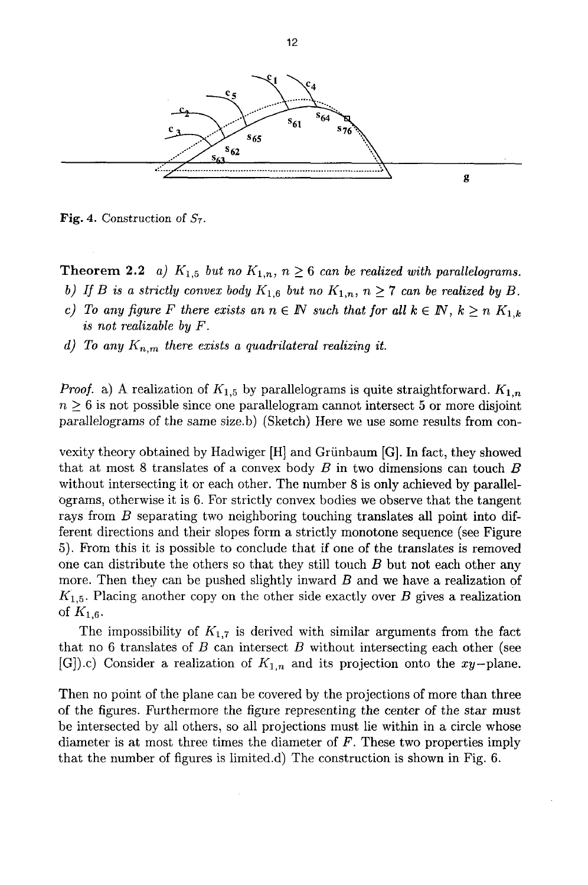Fig. 4. Construction of $S_7$.

**Theorem 2.2** *a) $K_{1,5}$ but no $K_{1,n}$, $n \geq 6$ can be realized with parallelograms.*

*b) If $B$ is a strictly convex body $K_{1,6}$ but no $K_{1,n}$, $n \geq 7$ can be realized by $B$.*

*c) To any figure $F$ there exists an $n \in \mathbb{N}$ such that for all $k \in \mathbb{N}$, $k \geq n$ $K_{1,k}$ is not realizable by $F$.*

*d) To any $K_{n,m}$ there exists a quadrilateral realizing it.*

*Proof.* a) A realization of $K_{1,5}$ by parallelograms is quite straightforward. $K_{1,n}$ $n \geq 6$ is not possible since one parallelogram cannot intersect 5 or more disjoint parallelograms of the same size.b) (Sketch) Here we use some results from convexity theory obtained by Hadwiger [H] and Grünbaum [G]. In fact, they showed that at most 8 translates of a convex body $B$ in two dimensions can touch $B$ without intersecting it or each other. The number 8 is only achieved by parallelograms, otherwise it is 6. For strictly convex bodies we observe that the tangent rays from $B$ separating two neighboring touching translates all point into different directions and their slopes form a strictly monotone sequence (see Figure 5). From this it is possible to conclude that if one of the translates is removed one can distribute the others so that they still touch $B$ but not each other any more. Then they can be pushed slightly inward $B$ and we have a realization of $K_{1,5}$. Placing another copy on the other side exactly over $B$ gives a realization of $K_{1,6}$.

The impossibility of $K_{1,7}$ is derived with similar arguments from the fact that no 6 translates of $B$ can intersect $B$ without intersecting each other (see [G]).c) Consider a realization of $K_{1,n}$ and its projection onto the $xy$-plane. Then no point of the plane can be covered by the projections of more than three of the figures. Furthermore the figure representing the center of the star must be intersected by all others, so all projections must lie within in a circle whose diameter is at most three times the diameter of $F$. These two properties imply that the number of figures is limited.d) The construction is shown in Fig. 6.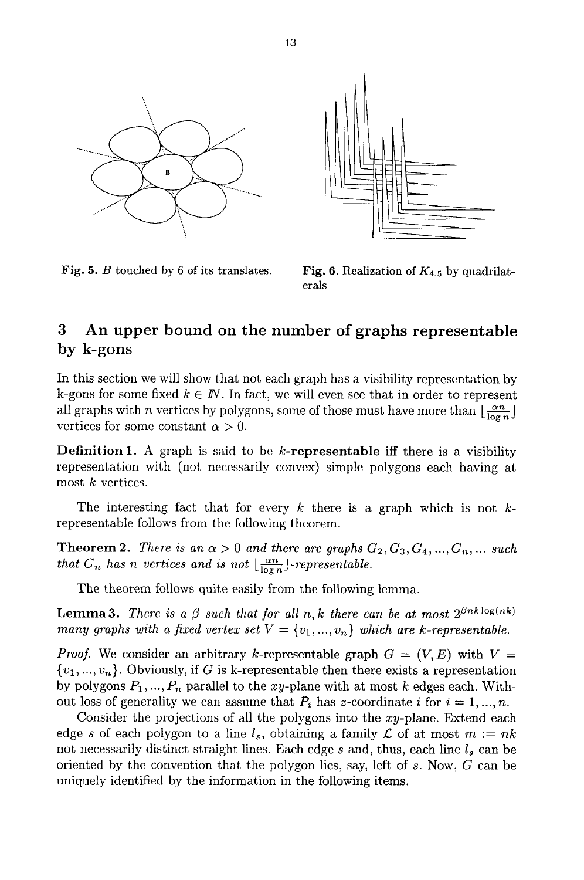Fig. 5. $B$ touched by 6 of its translates.

Fig. 6. Realization of $K_{4,5}$ by quadrilaterals

## 3 An upper bound on the number of graphs representable by k-gons

In this section we will show that not each graph has a visibility representation by k-gons for some fixed $k \in \mathbb{N}$. In fact, we will even see that in order to represent all graphs with $n$ vertices by polygons, some of those must have more than $\lfloor \frac{\alpha n}{\log n} \rfloor$ vertices for some constant $\alpha > 0$.

**Definition 1.** A graph is said to be **$k$-representable** iff there is a visibility representation with (not necessarily convex) simple polygons each having at most $k$ vertices.

The interesting fact that for every $k$ there is a graph which is not $k$-representable follows from the following theorem.

**Theorem 2.** *There is an $\alpha > 0$ and there are graphs $G_2, G_3, G_4, ..., G_n, ...$ such that $G_n$ has $n$ vertices and is not $\lfloor \frac{\alpha n}{\log n} \rfloor$-representable.*

The theorem follows quite easily from the following lemma.

**Lemma 3.** *There is a $\beta$ such that for all $n, k$ there can be at most $2^{\beta nk \log(nk)}$ many graphs with a fixed vertex set $V = \{v_1, ..., v_n\}$ which are $k$-representable.*

*Proof.* We consider an arbitrary $k$-representable graph $G = (V, E)$ with $V = \{v_1, ..., v_n\}$. Obviously, if $G$ is k-representable then there exists a representation by polygons $P_1, ..., P_n$ parallel to the $xy$-plane with at most $k$ edges each. Without loss of generality we can assume that $P_i$ has $z$-coordinate $i$ for $i = 1, ..., n$.

Consider the projections of all the polygons into the $xy$-plane. Extend each edge $s$ of each polygon to a line $l_s$, obtaining a family $\mathcal{L}$ of at most $m := nk$ not necessarily distinct straight lines. Each edge $s$ and, thus, each line $l_s$ can be oriented by the convention that the polygon lies, say, left of $s$. Now, $G$ can be uniquely identified by the information in the following items.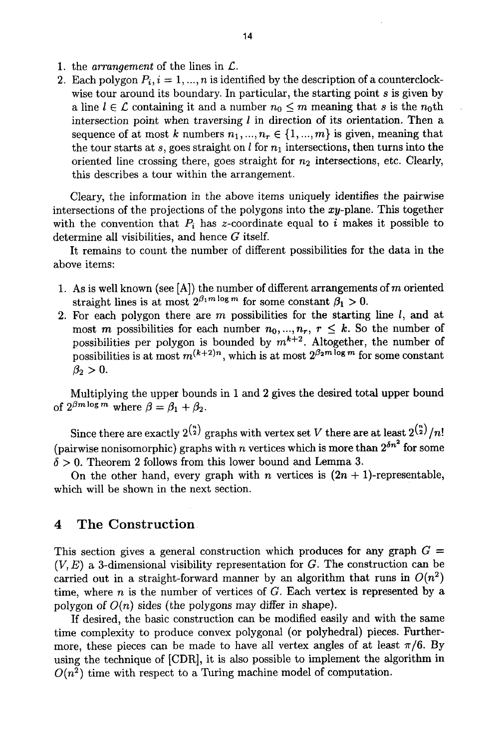1. the *arrangement* of the lines in $\mathcal{L}$.
2. Each polygon $P_i, i = 1, ..., n$ is identified by the description of a counterclockwise tour around its boundary. In particular, the starting point $s$ is given by a line $l \in \mathcal{L}$ containing it and a number $n_0 \leq m$ meaning that $s$ is the $n_0$th intersection point when traversing $l$ in direction of its orientation. Then a sequence of at most $k$ numbers $n_1, ..., n_r \in \{1, ..., m\}$ is given, meaning that the tour starts at $s$, goes straight on $l$ for $n_1$ intersections, then turns into the oriented line crossing there, goes straight for $n_2$ intersections, etc. Clearly, this describes a tour within the arrangement.

Cleary, the information in the above items uniquely identifies the pairwise intersections of the projections of the polygons into the $xy$-plane. This together with the convention that $P_i$ has $z$-coordinate equal to $i$ makes it possible to determine all visibilities, and hence $G$ itself.

It remains to count the number of different possibilities for the data in the above items:

1. As is well known (see [A]) the number of different arrangements of $m$ oriented straight lines is at most $2^{\beta_1 m \log m}$ for some constant $\beta_1 > 0$.
2. For each polygon there are $m$ possibilities for the starting line $l$, and at most $m$ possibilities for each number $n_0, ..., n_r$, $r \leq k$. So the number of possibilities per polygon is bounded by $m^{k+2}$. Altogether, the number of possibilities is at most $m^{(k+2)n}$, which is at most $2^{\beta_2 m \log m}$ for some constant $\beta_2 > 0$.

Multiplying the upper bounds in 1 and 2 gives the desired total upper bound of $2^{\beta m \log m}$ where $\beta = \beta_1 + \beta_2$.

Since there are exactly $2^{\binom{n}{2}}$ graphs with vertex set $V$ there are at least $2^{\binom{n}{2}}/n!$ (pairwise nonisomorphic) graphs with $n$ vertices which is more than $2^{\delta n^2}$ for some $\delta > 0$. Theorem 2 follows from this lower bound and Lemma 3.

On the other hand, every graph with $n$ vertices is $(2n+1)$-representable, which will be shown in the next section.

## 4 The Construction

This section gives a general construction which produces for any graph $G = (V, E)$ a 3-dimensional visibility representation for $G$. The construction can be carried out in a straight-forward manner by an algorithm that runs in $O(n^2)$ time, where $n$ is the number of vertices of $G$. Each vertex is represented by a polygon of $O(n)$ sides (the polygons may differ in shape).

If desired, the basic construction can be modified easily and with the same time complexity to produce convex polygonal (or polyhedral) pieces. Furthermore, these pieces can be made to have all vertex angles of at least $\pi/6$. By using the technique of [CDR], it is also possible to implement the algorithm in $O(n^2)$ time with respect to a Turing machine model of computation.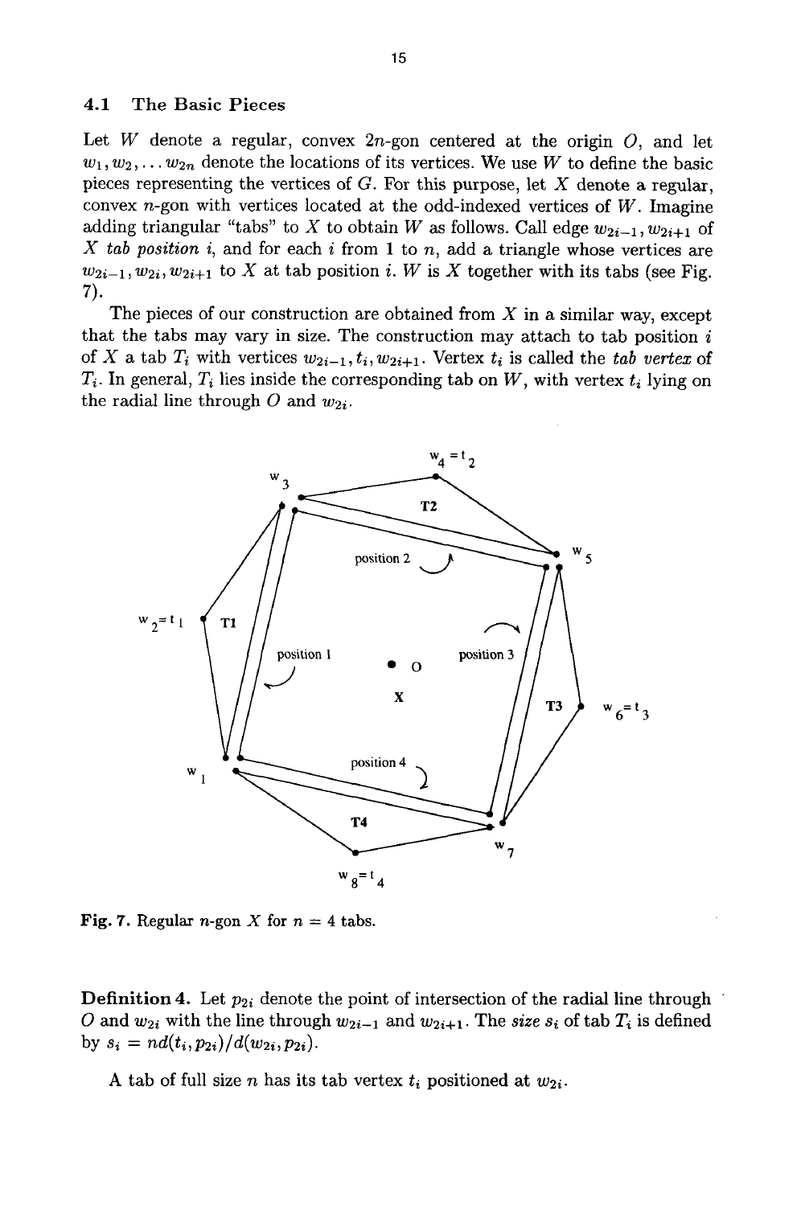### 4.1 The Basic Pieces

Let $W$ denote a regular, convex $2n$-gon centered at the origin $O$, and let $w_1, w_2, \ldots w_{2n}$ denote the locations of its vertices. We use $W$ to define the basic pieces representing the vertices of $G$. For this purpose, let $X$ denote a regular, convex $n$-gon with vertices located at the odd-indexed vertices of $W$. Imagine adding triangular "tabs" to $X$ to obtain $W$ as follows. Call edge $w_{2i-1}, w_{2i+1}$ of $X$ *tab position* $i$, and for each $i$ from 1 to $n$, add a triangle whose vertices are $w_{2i-1}, w_{2i}, w_{2i+1}$ to $X$ at tab position $i$. $W$ is $X$ together with its tabs (see Fig. 7).

The pieces of our construction are obtained from $X$ in a similar way, except that the tabs may vary in size. The construction may attach to tab position $i$ of $X$ a tab $T_i$ with vertices $w_{2i-1}, t_i, w_{2i+1}$. Vertex $t_i$ is called the *tab vertex* of $T_i$. In general, $T_i$ lies inside the corresponding tab on $W$, with vertex $t_i$ lying on the radial line through $O$ and $w_{2i}$.

Fig. 7. Regular $n$-gon $X$ for $n = 4$ tabs.

**Definition 4.** Let $p_{2i}$ denote the point of intersection of the radial line through $O$ and $w_{2i}$ with the line through $w_{2i-1}$ and $w_{2i+1}$. The *size* $s_i$ of tab $T_i$ is defined by $s_i = nd(t_i, p_{2i})/d(w_{2i}, p_{2i})$.

A tab of full size $n$ has its tab vertex $t_i$ positioned at $w_{2i}$.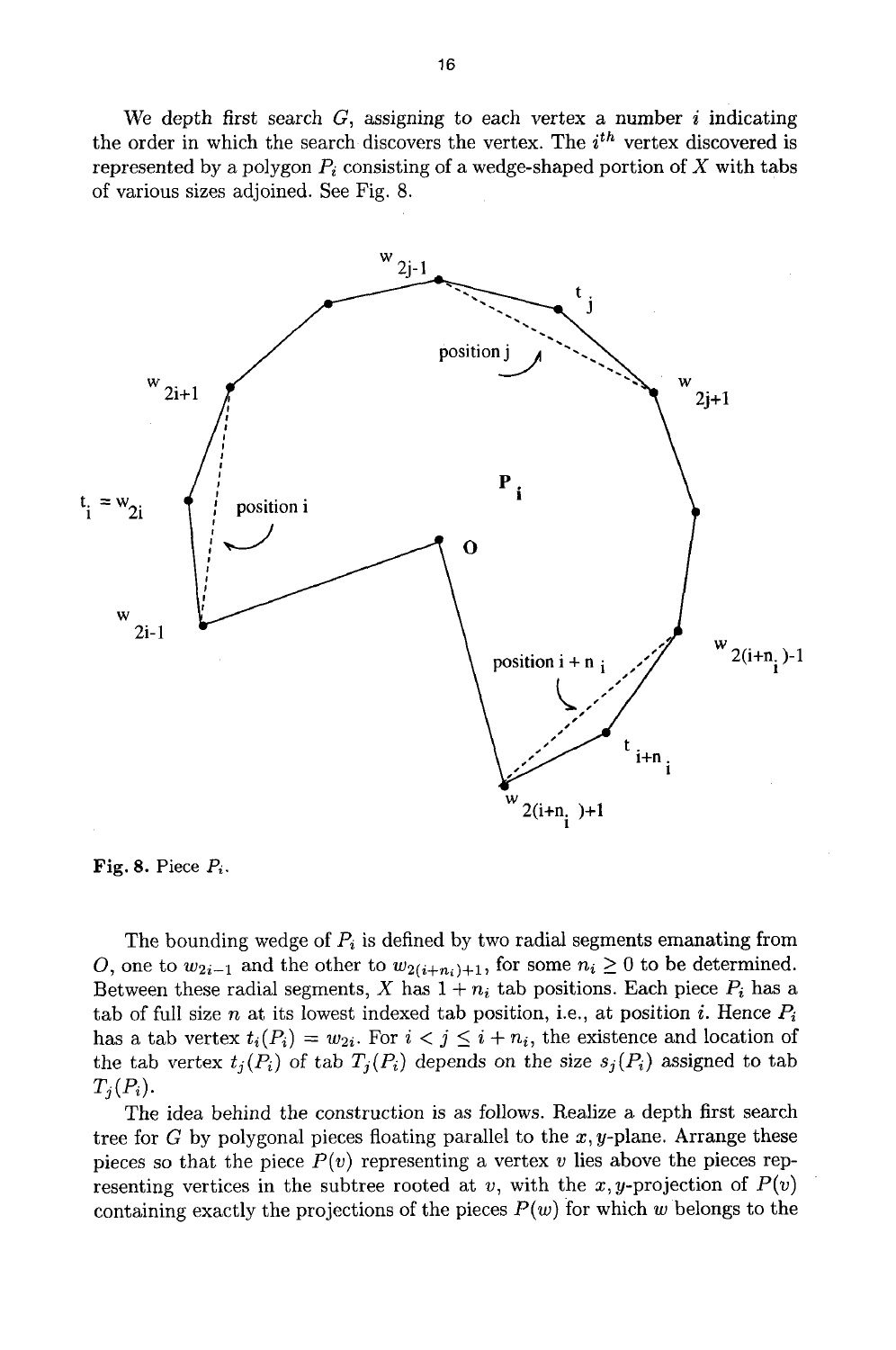We depth first search $G$, assigning to each vertex a number $i$ indicating the order in which the search discovers the vertex. The $i^{th}$ vertex discovered is represented by a polygon $P_i$ consisting of a wedge-shaped portion of $X$ with tabs of various sizes adjoined. See Fig. 8.

**Fig. 8.** Piece $P_i$.

The bounding wedge of $P_i$ is defined by two radial segments emanating from $O$, one to $w_{2i-1}$ and the other to $w_{2(i+n_i)+1}$, for some $n_i \geq 0$ to be determined. Between these radial segments, $X$ has $1 + n_i$ tab positions. Each piece $P_i$ has a tab of full size $n$ at its lowest indexed tab position, i.e., at position $i$. Hence $P_i$ has a tab vertex $t_i(P_i) = w_{2i}$. For $i < j \leq i + n_i$, the existence and location of the tab vertex $t_j(P_i)$ of tab $T_j(P_i)$ depends on the size $s_j(P_i)$ assigned to tab $T_j(P_i)$.

The idea behind the construction is as follows. Realize a depth first search tree for $G$ by polygonal pieces floating parallel to the $x, y$-plane. Arrange these pieces so that the piece $P(v)$ representing a vertex $v$ lies above the pieces representing vertices in the subtree rooted at $v$, with the $x, y$-projection of $P(v)$ containing exactly the projections of the pieces $P(w)$ for which $w$ belongs to the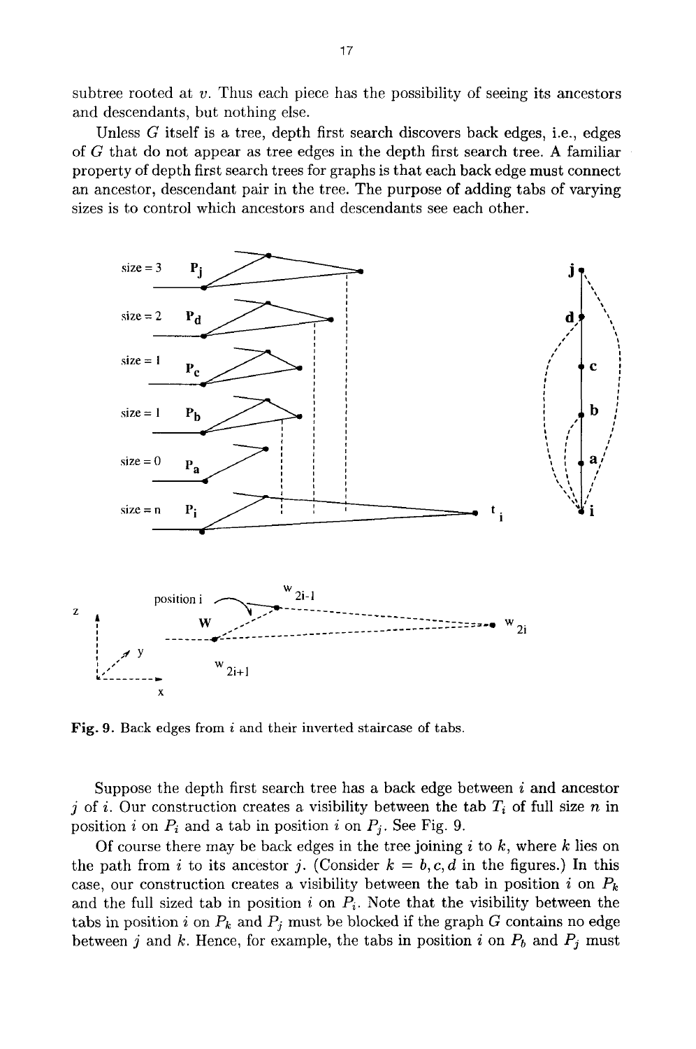subtree rooted at $v$. Thus each piece has the possibility of seeing its ancestors and descendants, but nothing else.

Unless $G$ itself is a tree, depth first search discovers back edges, i.e., edges of $G$ that do not appear as tree edges in the depth first search tree. A familiar property of depth first search trees for graphs is that each back edge must connect an ancestor, descendant pair in the tree. The purpose of adding tabs of varying sizes is to control which ancestors and descendants see each other.

**Fig. 9.** Back edges from $i$ and their inverted staircase of tabs.

Suppose the depth first search tree has a back edge between $i$ and ancestor $j$ of $i$. Our construction creates a visibility between the tab $T_i$ of full size $n$ in position $i$ on $P_i$ and a tab in position $i$ on $P_j$. See Fig. 9.

Of course there may be back edges in the tree joining $i$ to $k$, where $k$ lies on the path from $i$ to its ancestor $j$. (Consider $k = b, c, d$ in the figures.) In this case, our construction creates a visibility between the tab in position $i$ on $P_k$ and the full sized tab in position $i$ on $P_i$. Note that the visibility between the tabs in position $i$ on $P_k$ and $P_j$ must be blocked if the graph $G$ contains no edge between $j$ and $k$. Hence, for example, the tabs in position $i$ on $P_b$ and $P_j$ must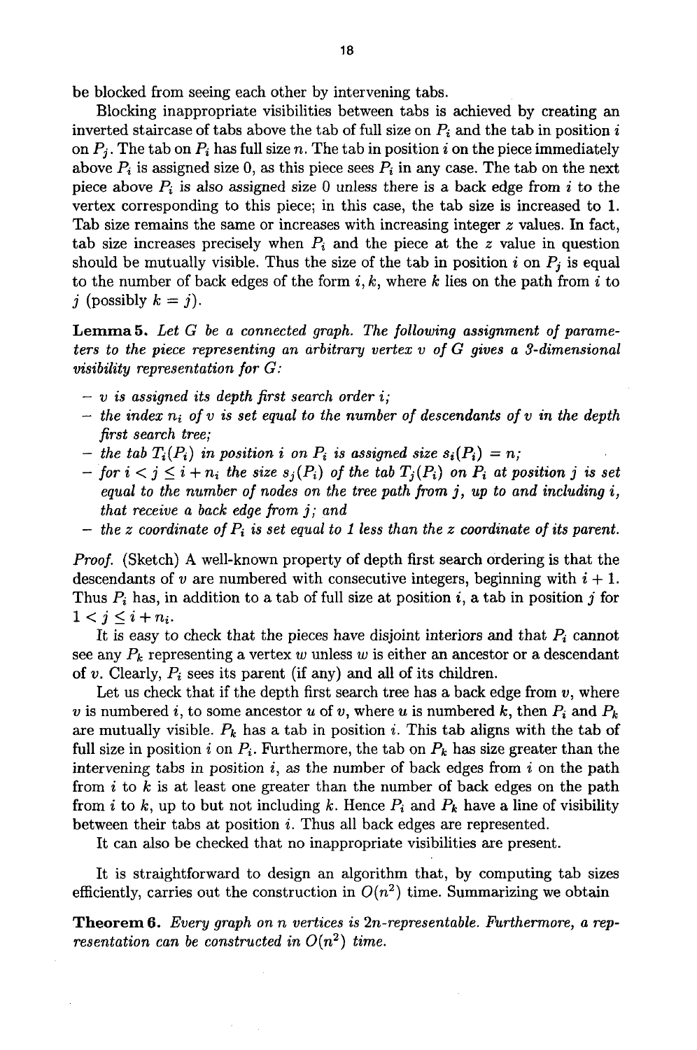be blocked from seeing each other by intervening tabs.

Blocking inappropriate visibilities between tabs is achieved by creating an inverted staircase of tabs above the tab of full size on $P_i$ and the tab in position $i$ on $P_j$. The tab on $P_i$ has full size $n$. The tab in position $i$ on the piece immediately above $P_i$ is assigned size 0, as this piece sees $P_i$ in any case. The tab on the next piece above $P_i$ is also assigned size 0 unless there is a back edge from $i$ to the vertex corresponding to this piece; in this case, the tab size is increased to 1. Tab size remains the same or increases with increasing integer $z$ values. In fact, tab size increases precisely when $P_i$ and the piece at the $z$ value in question should be mutually visible. Thus the size of the tab in position $i$ on $P_j$ is equal to the number of back edges of the form $i, k$, where $k$ lies on the path from $i$ to $j$ (possibly $k = j$).

**Lemma 5.** *Let $G$ be a connected graph. The following assignment of parameters to the piece representing an arbitrary vertex $v$ of $G$ gives a 3-dimensional visibility representation for $G$:*

- *$v$ is assigned its depth first search order $i$;*
- *the index $n_i$ of $v$ is set equal to the number of descendants of $v$ in the depth first search tree;*
- *the tab $T_i(P_i)$ in position $i$ on $P_i$ is assigned size $s_i(P_i) = n$;*
- *for $i < j \leq i + n_i$ the size $s_j(P_i)$ of the tab $T_j(P_i)$ on $P_i$ at position $j$ is set equal to the number of nodes on the tree path from $j$, up to and including $i$, that receive a back edge from $j$; and*
- *the $z$ coordinate of $P_i$ is set equal to 1 less than the $z$ coordinate of its parent.*

*Proof.* (Sketch) A well-known property of depth first search ordering is that the descendants of $v$ are numbered with consecutive integers, beginning with $i + 1$. Thus $P_i$ has, in addition to a tab of full size at position $i$, a tab in position $j$ for $1 < j \leq i + n_i$.

It is easy to check that the pieces have disjoint interiors and that $P_i$ cannot see any $P_k$ representing a vertex $w$ unless $w$ is either an ancestor or a descendant of $v$. Clearly, $P_i$ sees its parent (if any) and all of its children.

Let us check that if the depth first search tree has a back edge from $v$, where $v$ is numbered $i$, to some ancestor $u$ of $v$, where $u$ is numbered $k$, then $P_i$ and $P_k$ are mutually visible. $P_k$ has a tab in position $i$. This tab aligns with the tab of full size in position $i$ on $P_i$. Furthermore, the tab on $P_k$ has size greater than the intervening tabs in position $i$, as the number of back edges from $i$ on the path from $i$ to $k$ is at least one greater than the number of back edges on the path from $i$ to $k$, up to but not including $k$. Hence $P_i$ and $P_k$ have a line of visibility between their tabs at position $i$. Thus all back edges are represented.

It can also be checked that no inappropriate visibilities are present.

It is straightforward to design an algorithm that, by computing tab sizes efficiently, carries out the construction in $O(n^2)$ time. Summarizing we obtain

**Theorem 6.** *Every graph on $n$ vertices is $2n$-representable. Furthermore, a representation can be constructed in $O(n^2)$ time.*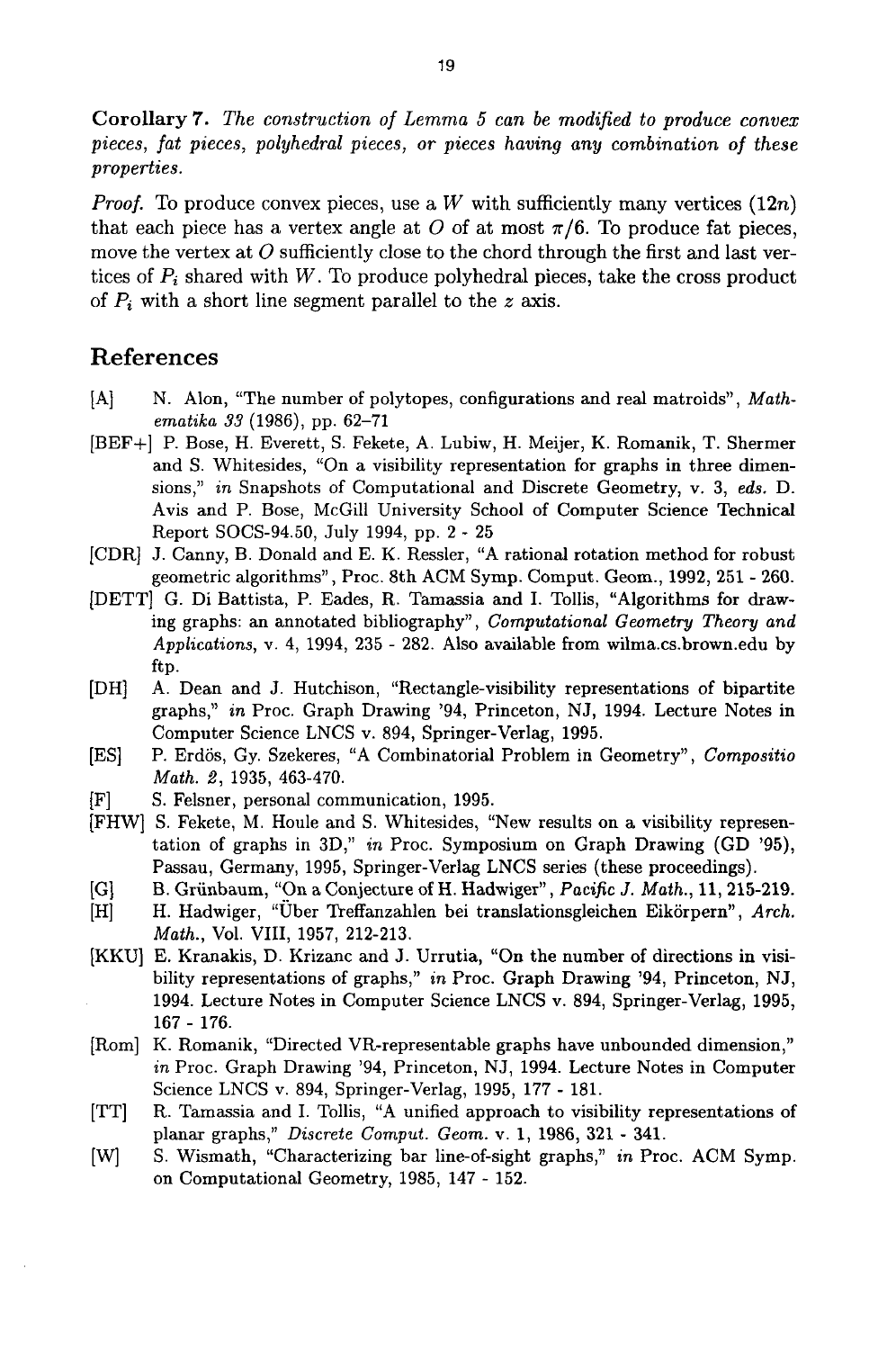**Corollary 7.** *The construction of Lemma 5 can be modified to produce convex pieces, fat pieces, polyhedral pieces, or pieces having any combination of these properties.*

*Proof.* To produce convex pieces, use a $W$ with sufficiently many vertices ($12n$) that each piece has a vertex angle at $O$ of at most $\pi/6$. To produce fat pieces, move the vertex at $O$ sufficiently close to the chord through the first and last vertices of $P_i$ shared with $W$. To produce polyhedral pieces, take the cross product of $P_i$ with a short line segment parallel to the $z$ axis.

## References

[A] N. Alon, "The number of polytopes, configurations and real matroids", *Mathematika 33* (1986), pp. 62–71

[BEF+] P. Bose, H. Everett, S. Fekete, A. Lubiw, H. Meijer, K. Romanik, T. Shermer and S. Whitesides, "On a visibility representation for graphs in three dimensions," *in* Snapshots of Computational and Discrete Geometry, v. 3, *eds.* D. Avis and P. Bose, McGill University School of Computer Science Technical Report SOCS-94.50, July 1994, pp. 2 - 25

[CDR] J. Canny, B. Donald and E. K. Ressler, "A rational rotation method for robust geometric algorithms", Proc. 8th ACM Symp. Comput. Geom., 1992, 251 - 260.

[DETT] G. Di Battista, P. Eades, R. Tamassia and I. Tollis, "Algorithms for drawing graphs: an annotated bibliography", *Computational Geometry Theory and Applications*, v. 4, 1994, 235 - 282. Also available from wilma.cs.brown.edu by ftp.

[DH] A. Dean and J. Hutchison, "Rectangle-visibility representations of bipartite graphs," *in* Proc. Graph Drawing '94, Princeton, NJ, 1994. Lecture Notes in Computer Science LNCS v. 894, Springer-Verlag, 1995.

[ES] P. Erdös, Gy. Szekeres, "A Combinatorial Problem in Geometry", *Compositio Math. 2*, 1935, 463-470.

[F] S. Felsner, personal communication, 1995.

[FHW] S. Fekete, M. Houle and S. Whitesides, "New results on a visibility representation of graphs in 3D," *in* Proc. Symposium on Graph Drawing (GD '95), Passau, Germany, 1995, Springer-Verlag LNCS series (these proceedings).

[G] B. Grünbaum, "On a Conjecture of H. Hadwiger", *Pacific J. Math.*, 11, 215-219.

[H] H. Hadwiger, "Über Treffanzahlen bei translationsgleichen Eikörpern", *Arch. Math.*, Vol. VIII, 1957, 212-213.

[KKU] E. Kranakis, D. Krizanc and J. Urrutia, "On the number of directions in visibility representations of graphs," *in* Proc. Graph Drawing '94, Princeton, NJ, 1994. Lecture Notes in Computer Science LNCS v. 894, Springer-Verlag, 1995, 167 - 176.

[Rom] K. Romanik, "Directed VR-representable graphs have unbounded dimension," *in* Proc. Graph Drawing '94, Princeton, NJ, 1994. Lecture Notes in Computer Science LNCS v. 894, Springer-Verlag, 1995, 177 - 181.

[TT] R. Tamassia and I. Tollis, "A unified approach to visibility representations of planar graphs," *Discrete Comput. Geom.* v. 1, 1986, 321 - 341.

[W] S. Wismath, "Characterizing bar line-of-sight graphs," *in* Proc. ACM Symp. on Computational Geometry, 1985, 147 - 152.